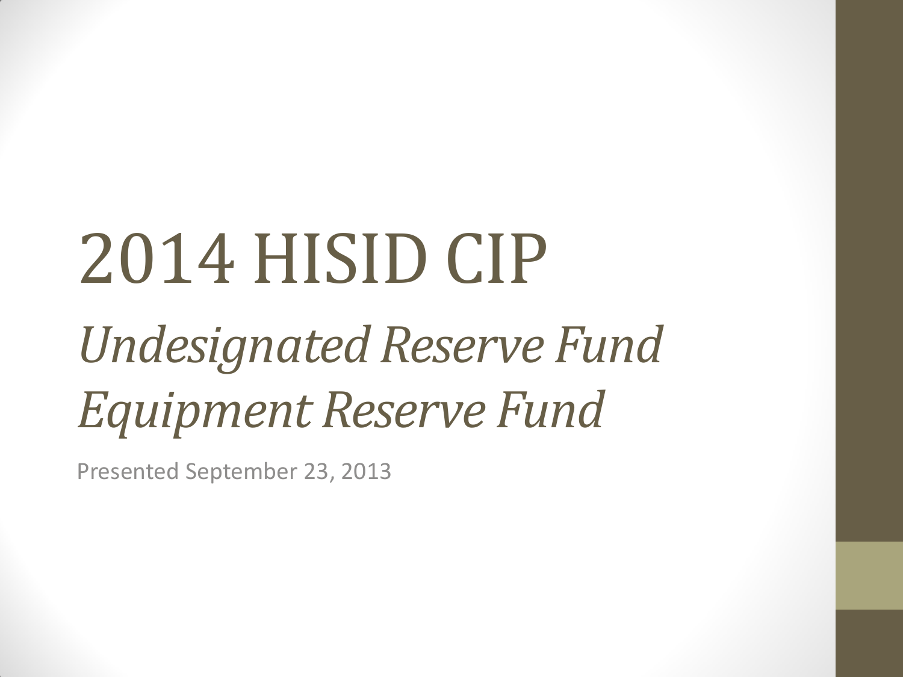# 2014 HISID CIP

## *Undesignated Reserve Fund*
## *Equipment Reserve Fund*

Presented September 23, 2013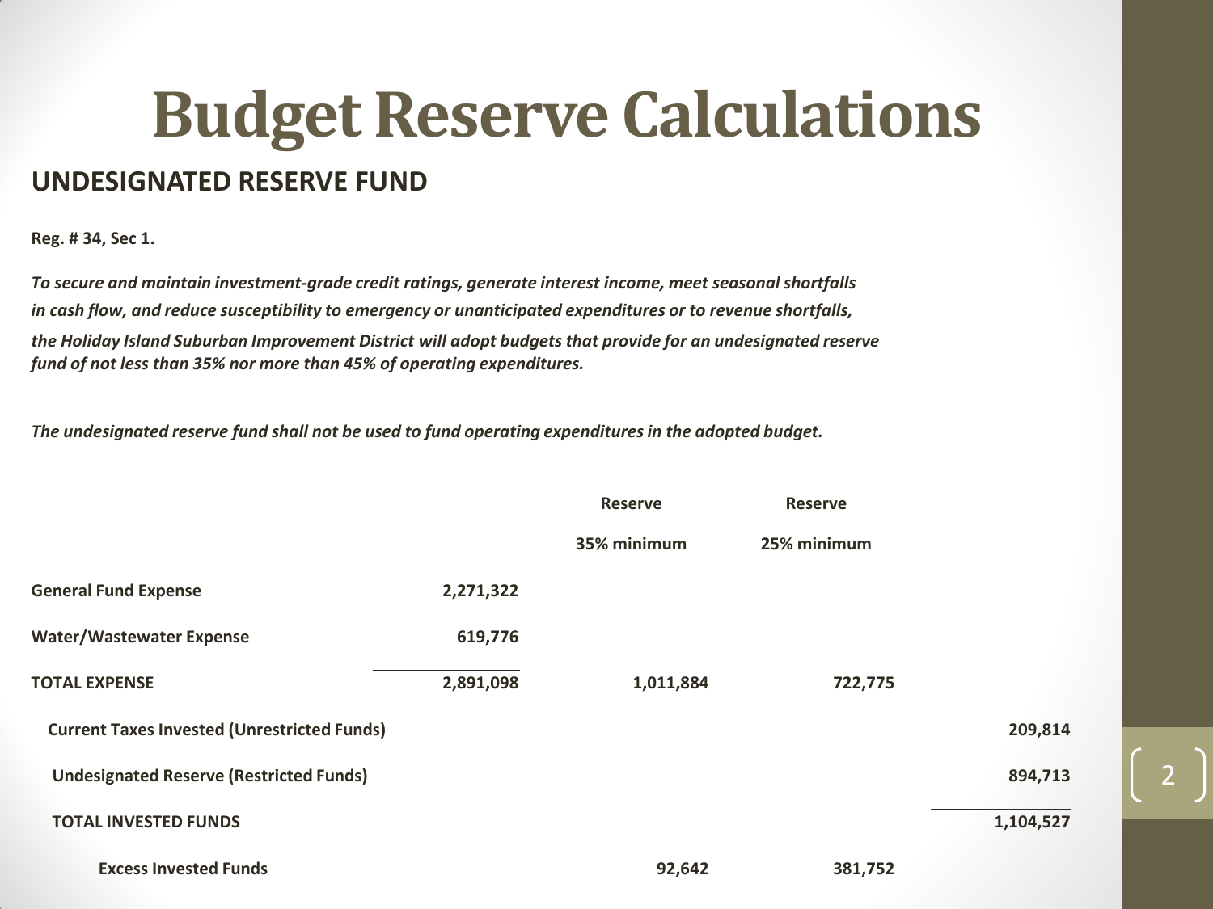# Budget Reserve Calculations

## UNDESIGNATED RESERVE FUND

**Reg. # 34, Sec 1.**

***To secure and maintain investment-grade credit ratings, generate interest income, meet seasonal shortfalls in cash flow, and reduce susceptibility to emergency or unanticipated expenditures or to revenue shortfalls, the Holiday Island Suburban Improvement District will adopt budgets that provide for an undesignated reserve fund of not less than 35% nor more than 45% of operating expenditures.***

***The undesignated reserve fund shall not be used to fund operating expenditures in the adopted budget.***

| | | Reserve 35% minimum | Reserve 25% minimum | |
|---|---|---|---|---|
| **General Fund Expense** | **2,271,322** | | | |
| **Water/Wastewater Expense** | **619,776** | | | |
| **TOTAL EXPENSE** | **2,891,098** | **1,011,884** | **722,775** | |
| **Current Taxes Invested (Unrestricted Funds)** | | | | **209,814** |
| **Undesignated Reserve (Restricted Funds)** | | | | **894,713** |
| **TOTAL INVESTED FUNDS** | | | | **1,104,527** |
| **Excess Invested Funds** | | **92,642** | **381,752** | |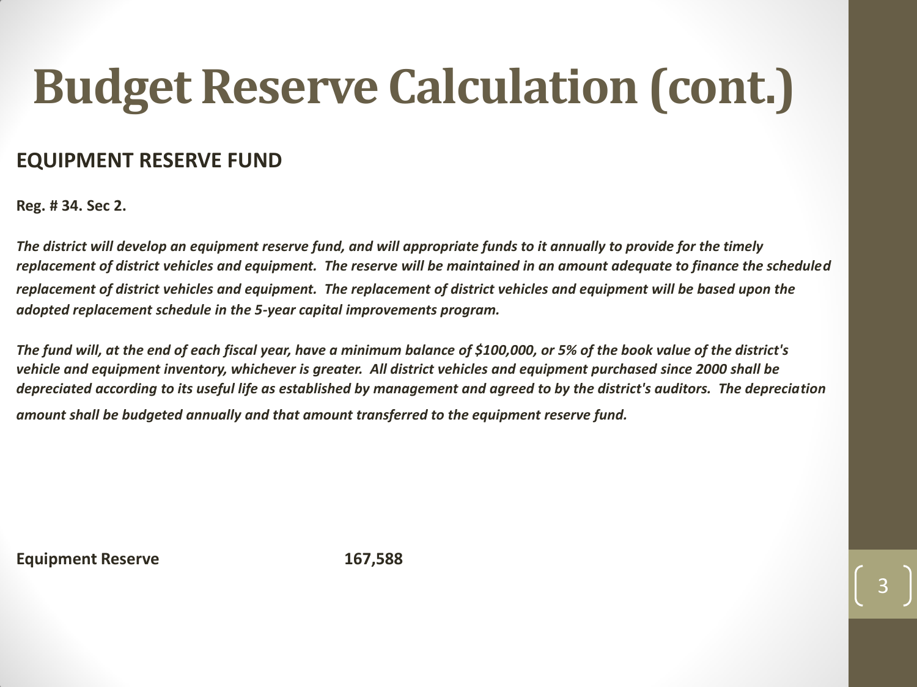# Budget Reserve Calculation (cont.)

**EQUIPMENT RESERVE FUND**

**Reg. # 34. Sec 2.**

***The district will develop an equipment reserve fund, and will appropriate funds to it annually to provide for the timely replacement of district vehicles and equipment. The reserve will be maintained in an amount adequate to finance the scheduled replacement of district vehicles and equipment. The replacement of district vehicles and equipment will be based upon the adopted replacement schedule in the 5-year capital improvements program.***

***The fund will, at the end of each fiscal year, have a minimum balance of $100,000, or 5% of the book value of the district's vehicle and equipment inventory, whichever is greater. All district vehicles and equipment purchased since 2000 shall be depreciated according to its useful life as established by management and agreed to by the district's auditors. The depreciation amount shall be budgeted annually and that amount transferred to the equipment reserve fund.***

| | |
|---|---|
| **Equipment Reserve** | **167,588** |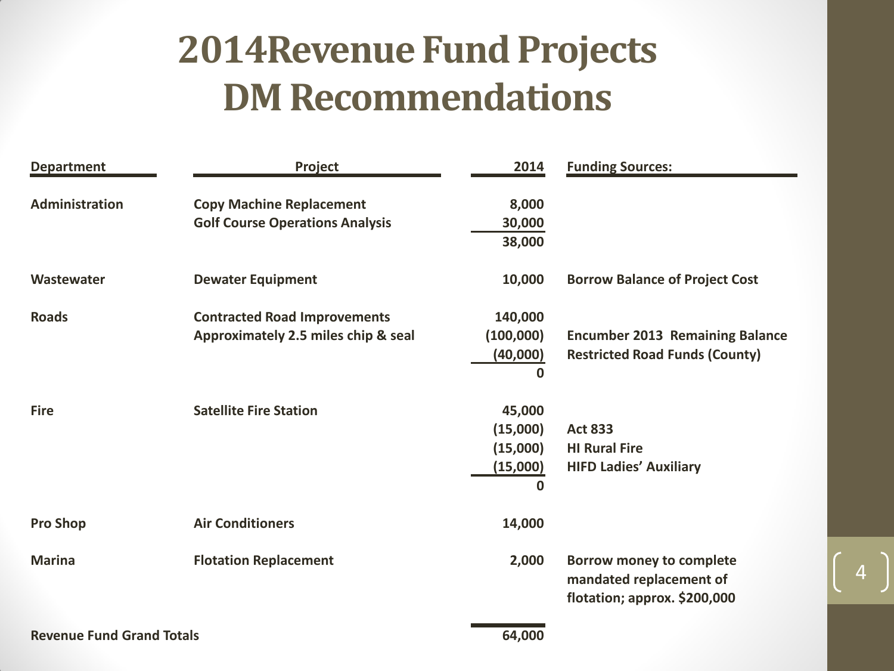# 2014Revenue Fund Projects DM Recommendations

| Department | Project | 2014 | Funding Sources: |
|---|---|---|---|
| **Administration** | **Copy Machine Replacement** | **8,000** | |
| | **Golf Course Operations Analysis** | **30,000** | |
| | | **38,000** | |
| **Wastewater** | **Dewater Equipment** | **10,000** | **Borrow Balance of Project Cost** |
| **Roads** | **Contracted Road Improvements** | **140,000** | |
| | **Approximately 2.5 miles chip & seal** | **(100,000)** | **Encumber 2013 Remaining Balance** |
| | | **(40,000)** | **Restricted Road Funds (County)** |
| | | **0** | |
| **Fire** | **Satellite Fire Station** | **45,000** | |
| | | **(15,000)** | **Act 833** |
| | | **(15,000)** | **HI Rural Fire** |
| | | **(15,000)** | **HIFD Ladies' Auxiliary** |
| | | **0** | |
| **Pro Shop** | **Air Conditioners** | **14,000** | |
| **Marina** | **Flotation Replacement** | **2,000** | **Borrow money to complete mandated replacement of flotation; approx. $200,000** |
| **Revenue Fund Grand Totals** | | **64,000** | |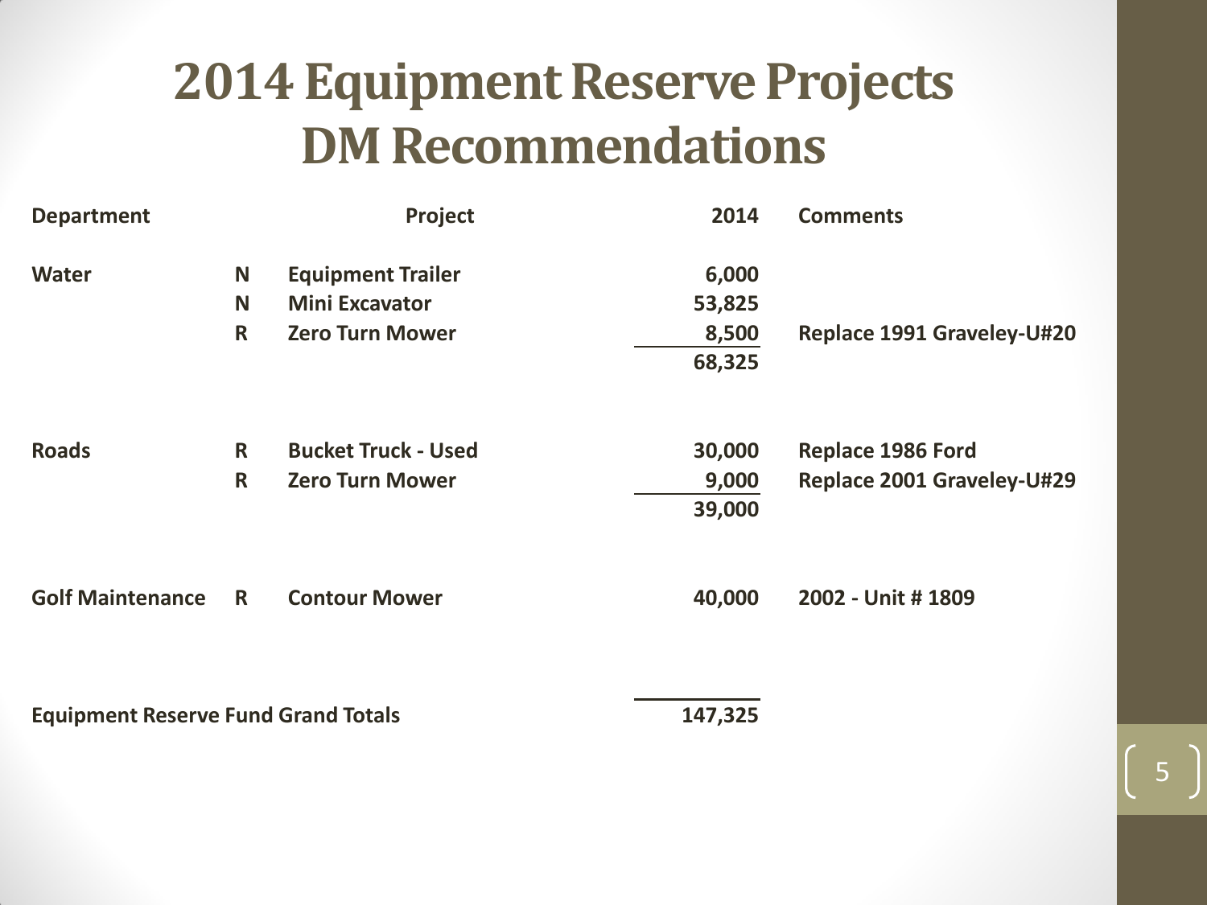# 2014 Equipment Reserve Projects DM Recommendations

| Department | | Project | 2014 | Comments |
|---|---|---|---|---|
| Water | N | Equipment Trailer | 6,000 | |
| | N | Mini Excavator | 53,825 | |
| | R | Zero Turn Mower | 8,500 | Replace 1991 Graveley-U#20 |
| | | | 68,325 | |
| Roads | R | Bucket Truck - Used | 30,000 | Replace 1986 Ford |
| | R | Zero Turn Mower | 9,000 | Replace 2001 Graveley-U#29 |
| | | | 39,000 | |
| Golf Maintenance | R | Contour Mower | 40,000 | 2002 - Unit # 1809 |
| Equipment Reserve Fund Grand Totals | | | 147,325 | |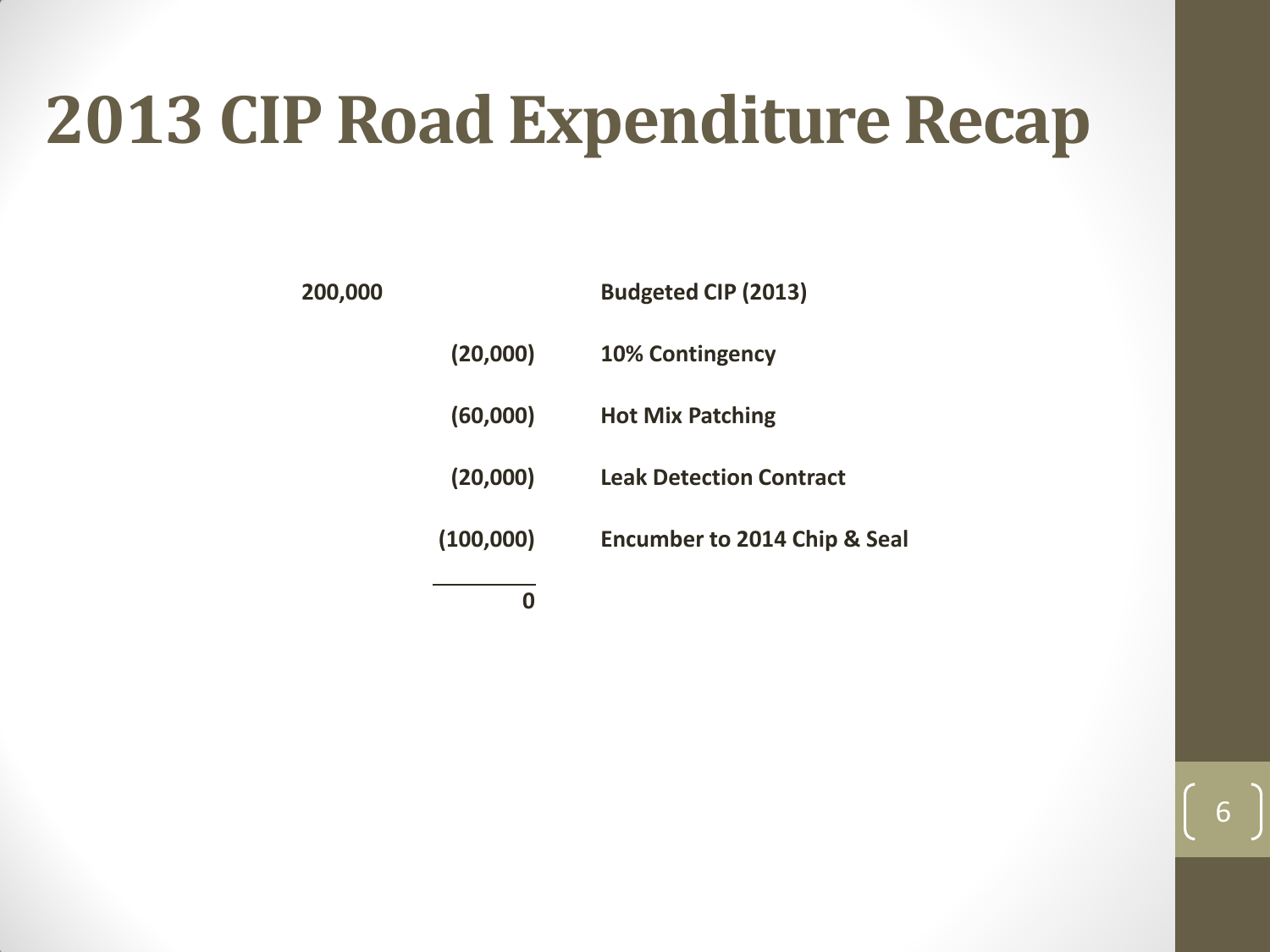# 2013 CIP Road Expenditure Recap

| | | |
|---|---|---|
| 200,000 | | **Budgeted CIP (2013)** |
| | (20,000) | **10% Contingency** |
| | (60,000) | **Hot Mix Patching** |
| | (20,000) | **Leak Detection Contract** |
| | (100,000) | **Encumber to 2014 Chip & Seal** |
| | 0 | |